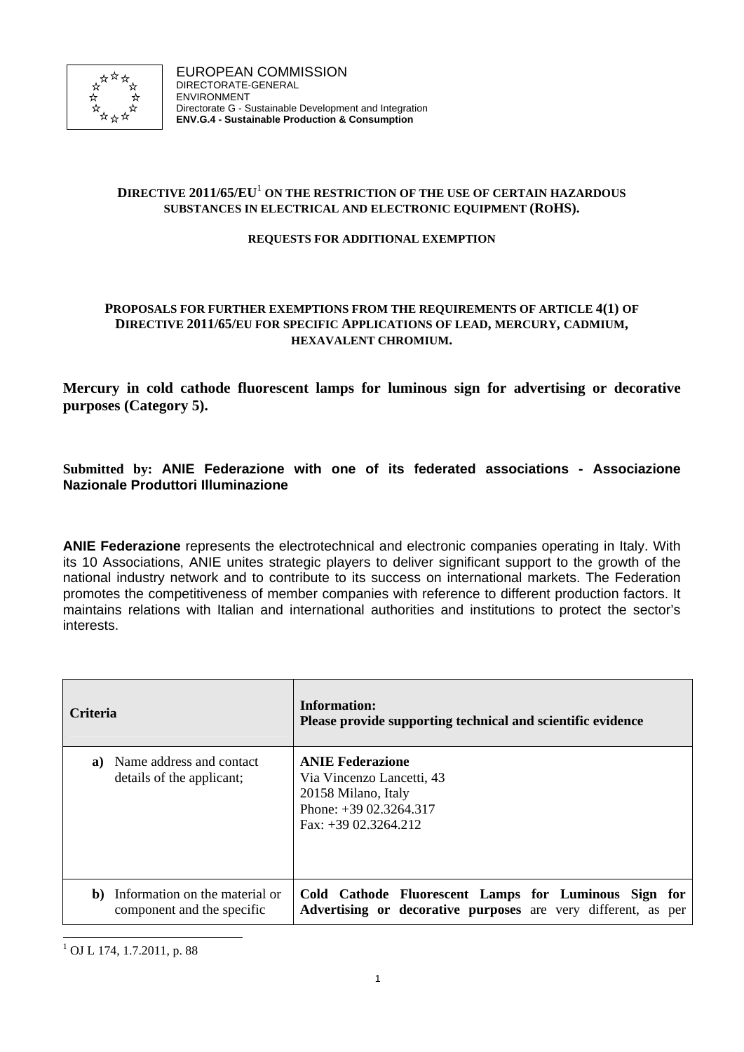EUROPEAN COMMISSION
DIRECTORATE-GENERAL
ENVIRONMENT
Directorate G - Sustainable Development and Integration
**ENV.G.4 - Sustainable Production & Consumption**

**DIRECTIVE 2011/65/EU[1] ON THE RESTRICTION OF THE USE OF CERTAIN HAZARDOUS SUBSTANCES IN ELECTRICAL AND ELECTRONIC EQUIPMENT (ROHS).**

**REQUESTS FOR ADDITIONAL EXEMPTION**

**PROPOSALS FOR FURTHER EXEMPTIONS FROM THE REQUIREMENTS OF ARTICLE 4(1) OF DIRECTIVE 2011/65/EU FOR SPECIFIC APPLICATIONS OF LEAD, MERCURY, CADMIUM, HEXAVALENT CHROMIUM.**

## Mercury in cold cathode fluorescent lamps for luminous sign for advertising or decorative purposes (Category 5).

**Submitted by: ANIE Federazione with one of its federated associations - Associazione Nazionale Produttori Illuminazione**

**ANIE Federazione** represents the electrotechnical and electronic companies operating in Italy. With its 10 Associations, ANIE unites strategic players to deliver significant support to the growth of the national industry network and to contribute to its success on international markets. The Federation promotes the competitiveness of member companies with reference to different production factors. It maintains relations with Italian and international authorities and institutions to protect the sector's interests.

| Criteria | Information: Please provide supporting technical and scientific evidence |
| --- | --- |
| **a)** Name address and contact details of the applicant; | **ANIE Federazione**<br>Via Vincenzo Lancetti, 43<br>20158 Milano, Italy<br>Phone: +39 02.3264.317<br>Fax: +39 02.3264.212 |
| **b)** Information on the material or component and the specific | **Cold Cathode Fluorescent Lamps for Luminous Sign for Advertising or decorative purposes** are very different, as per |

[1] OJ L 174, 1.7.2011, p. 88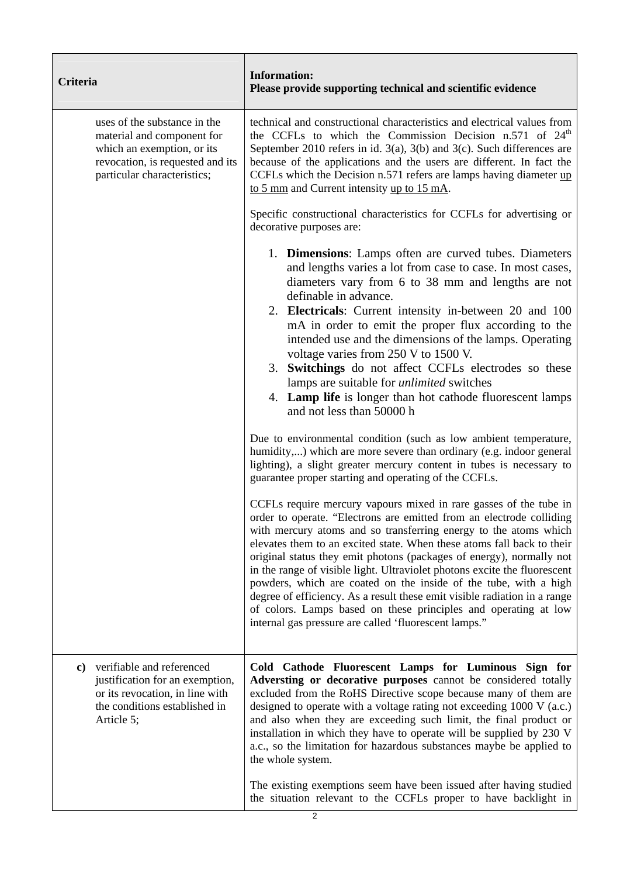| Criteria | Information: Please provide supporting technical and scientific evidence |
|---|---|
| uses of the substance in the material and component for which an exemption, or its revocation, is requested and its particular characteristics; | technical and constructional characteristics and electrical values from the CCFLs to which the Commission Decision n.571 of 24[th] September 2010 refers in id. 3(a), 3(b) and 3(c). Such differences are because of the applications and the users are different. In fact the CCFLs which the Decision n.571 refers are lamps having diameter up to 5 mm and Current intensity up to 15 mA.<br><br>Specific constructional characteristics for CCFLs for advertising or decorative purposes are:<br><br>1. **Dimensions**: Lamps often are curved tubes. Diameters and lengths varies a lot from case to case. In most cases, diameters vary from 6 to 38 mm and lengths are not definable in advance.<br>2. **Electricals**: Current intensity in-between 20 and 100 mA in order to emit the proper flux according to the intended use and the dimensions of the lamps. Operating voltage varies from 250 V to 1500 V.<br>3. **Switchings** do not affect CCFLs electrodes so these lamps are suitable for *unlimited* switches<br>4. **Lamp life** is longer than hot cathode fluorescent lamps and not less than 50000 h<br><br>Due to environmental condition (such as low ambient temperature, humidity,...) which are more severe than ordinary (e.g. indoor general lighting), a slight greater mercury content in tubes is necessary to guarantee proper starting and operating of the CCFLs.<br><br>CCFLs require mercury vapours mixed in rare gasses of the tube in order to operate. "Electrons are emitted from an electrode colliding with mercury atoms and so transferring energy to the atoms which elevates them to an excited state. When these atoms fall back to their original status they emit photons (packages of energy), normally not in the range of visible light. Ultraviolet photons excite the fluorescent powders, which are coated on the inside of the tube, with a high degree of efficiency. As a result these emit visible radiation in a range of colors. Lamps based on these principles and operating at low internal gas pressure are called 'fluorescent lamps." |
| **c)** verifiable and referenced justification for an exemption, or its revocation, in line with the conditions established in Article 5; | **Cold Cathode Fluorescent Lamps for Luminous Sign for Adversting or decorative purposes** cannot be considered totally excluded from the RoHS Directive scope because many of them are designed to operate with a voltage rating not exceeding 1000 V (a.c.) and also when they are exceeding such limit, the final product or installation in which they have to operate will be supplied by 230 V a.c., so the limitation for hazardous substances maybe be applied to the whole system.<br><br>The existing exemptions seem have been issued after having studied the situation relevant to the CCFLs proper to have backlight in |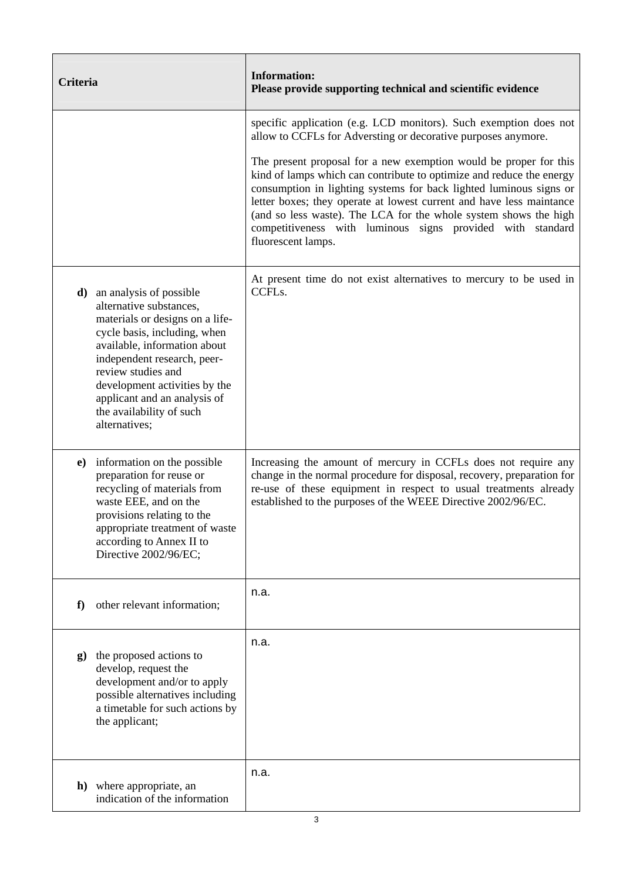| Criteria | Information:<br>Please provide supporting technical and scientific evidence |
|---|---|
| | specific application (e.g. LCD monitors). Such exemption does not allow to CCFLs for Adversting or decorative purposes anymore.<br><br>The present proposal for a new exemption would be proper for this kind of lamps which can contribute to optimize and reduce the energy consumption in lighting systems for back lighted luminous signs or letter boxes; they operate at lowest current and have less maintance (and so less waste). The LCA for the whole system shows the high competitiveness with luminous signs provided with standard fluorescent lamps. |
| **d)** an analysis of possible alternative substances, materials or designs on a life-cycle basis, including, when available, information about independent research, peer-review studies and development activities by the applicant and an analysis of the availability of such alternatives; | At present time do not exist alternatives to mercury to be used in CCFLs. |
| **e)** information on the possible preparation for reuse or recycling of materials from waste EEE, and on the provisions relating to the appropriate treatment of waste according to Annex II to Directive 2002/96/EC; | Increasing the amount of mercury in CCFLs does not require any change in the normal procedure for disposal, recovery, preparation for re-use of these equipment in respect to usual treatments already established to the purposes of the WEEE Directive 2002/96/EC. |
| **f)** other relevant information; | n.a. |
| **g)** the proposed actions to develop, request the development and/or to apply possible alternatives including a timetable for such actions by the applicant; | n.a. |
| **h)** where appropriate, an indication of the information | n.a. |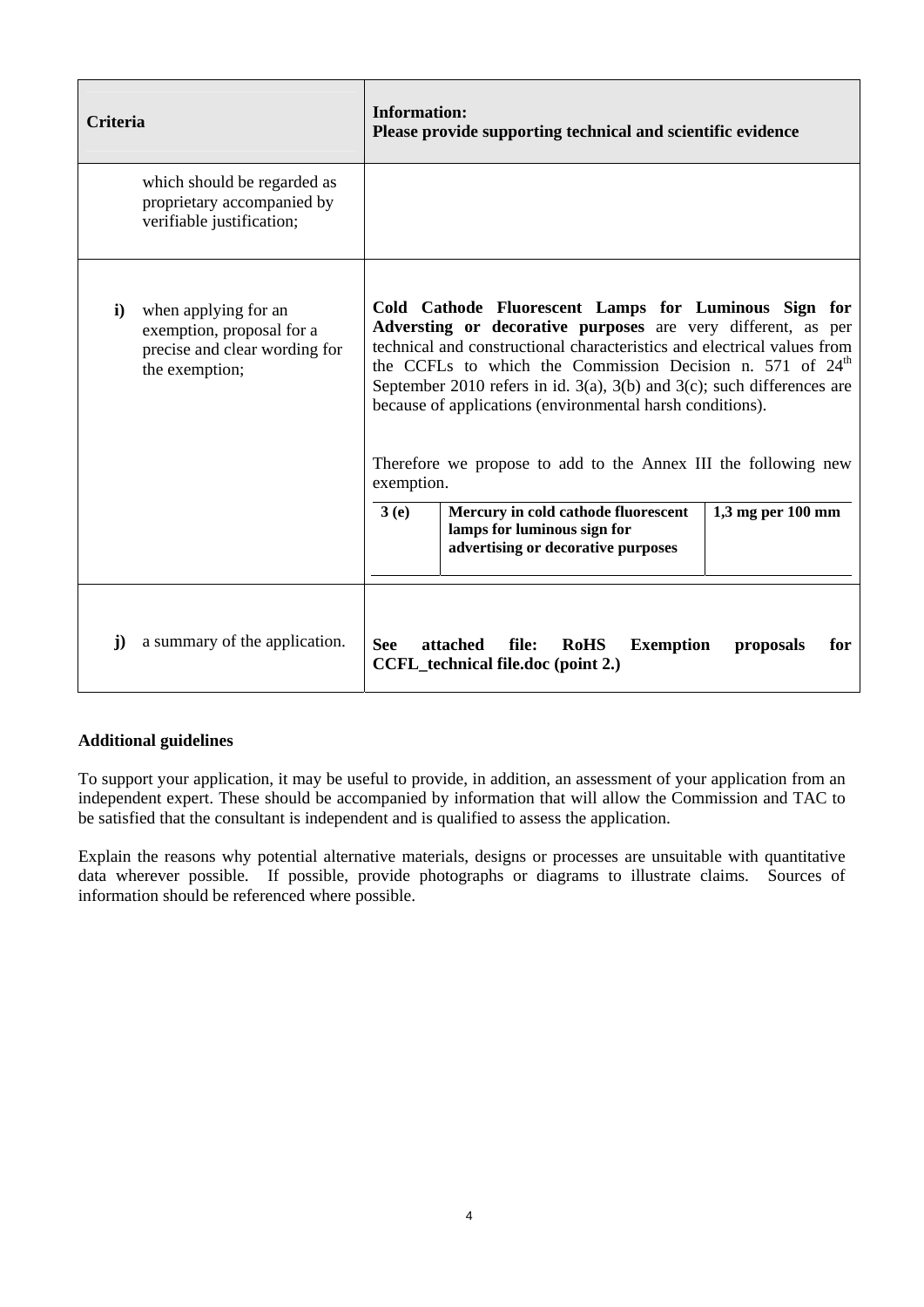| Criteria | Information: Please provide supporting technical and scientific evidence |
|---|---|
| which should be regarded as proprietary accompanied by verifiable justification; | |
| **i)** when applying for an exemption, proposal for a precise and clear wording for the exemption; | **Cold Cathode Fluorescent Lamps for Luminous Sign for Adversting or decorative purposes** are very different, as per technical and constructional characteristics and electrical values from the CCFLs to which the Commission Decision n. 571 of 24[th] September 2010 refers in id. 3(a), 3(b) and 3(c); such differences are because of applications (environmental harsh conditions).<br><br>Therefore we propose to add to the Annex III the following new exemption.<br><br>**3 (e)** — **Mercury in cold cathode fluorescent lamps for luminous sign for advertising or decorative purposes** — **1,3 mg per 100 mm** |
| **j)** a summary of the application. | **See attached file: RoHS Exemption proposals for CCFL_technical file.doc (point 2.)** |

**Additional guidelines**

To support your application, it may be useful to provide, in addition, an assessment of your application from an independent expert. These should be accompanied by information that will allow the Commission and TAC to be satisfied that the consultant is independent and is qualified to assess the application.

Explain the reasons why potential alternative materials, designs or processes are unsuitable with quantitative data wherever possible. If possible, provide photographs or diagrams to illustrate claims. Sources of information should be referenced where possible.